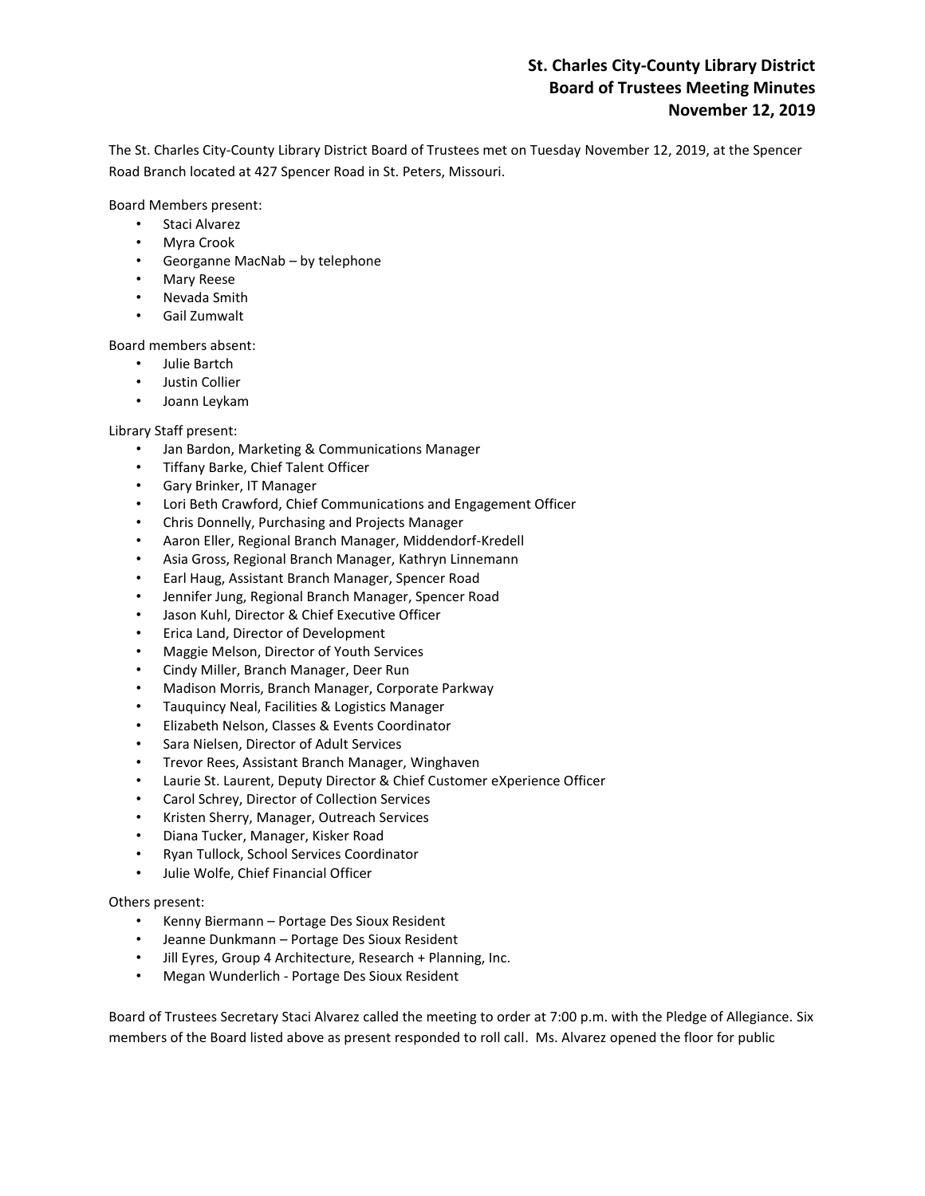# St. Charles City-County Library District
## Board of Trustees Meeting Minutes
## November 12, 2019

The St. Charles City-County Library District Board of Trustees met on Tuesday November 12, 2019, at the Spencer Road Branch located at 427 Spencer Road in St. Peters, Missouri.

Board Members present:

- Staci Alvarez
- Myra Crook
- Georganne MacNab – by telephone
- Mary Reese
- Nevada Smith
- Gail Zumwalt

Board members absent:

- Julie Bartch
- Justin Collier
- Joann Leykam

Library Staff present:

- Jan Bardon, Marketing & Communications Manager
- Tiffany Barke, Chief Talent Officer
- Gary Brinker, IT Manager
- Lori Beth Crawford, Chief Communications and Engagement Officer
- Chris Donnelly, Purchasing and Projects Manager
- Aaron Eller, Regional Branch Manager, Middendorf-Kredell
- Asia Gross, Regional Branch Manager, Kathryn Linnemann
- Earl Haug, Assistant Branch Manager, Spencer Road
- Jennifer Jung, Regional Branch Manager, Spencer Road
- Jason Kuhl, Director & Chief Executive Officer
- Erica Land, Director of Development
- Maggie Melson, Director of Youth Services
- Cindy Miller, Branch Manager, Deer Run
- Madison Morris, Branch Manager, Corporate Parkway
- Tauquincy Neal, Facilities & Logistics Manager
- Elizabeth Nelson, Classes & Events Coordinator
- Sara Nielsen, Director of Adult Services
- Trevor Rees, Assistant Branch Manager, Winghaven
- Laurie St. Laurent, Deputy Director & Chief Customer eXperience Officer
- Carol Schrey, Director of Collection Services
- Kristen Sherry, Manager, Outreach Services
- Diana Tucker, Manager, Kisker Road
- Ryan Tullock, School Services Coordinator
- Julie Wolfe, Chief Financial Officer

Others present:

- Kenny Biermann – Portage Des Sioux Resident
- Jeanne Dunkmann – Portage Des Sioux Resident
- Jill Eyres, Group 4 Architecture, Research + Planning, Inc.
- Megan Wunderlich - Portage Des Sioux Resident

Board of Trustees Secretary Staci Alvarez called the meeting to order at 7:00 p.m. with the Pledge of Allegiance. Six members of the Board listed above as present responded to roll call. Ms. Alvarez opened the floor for public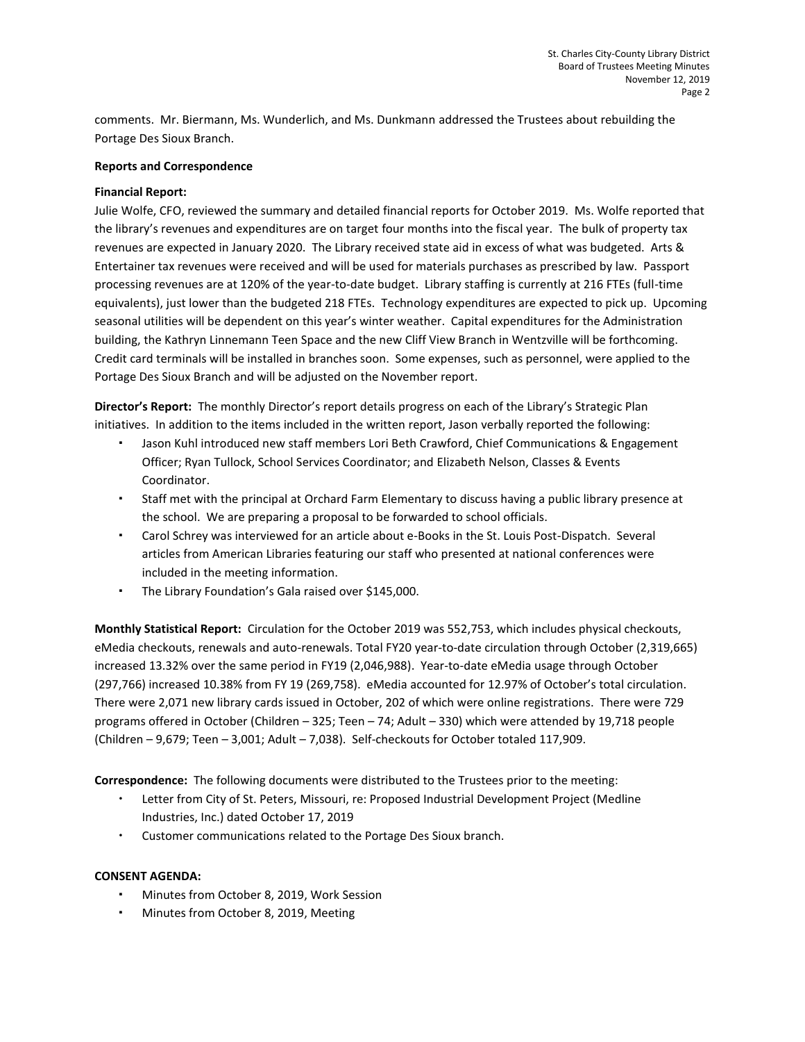comments. Mr. Biermann, Ms. Wunderlich, and Ms. Dunkmann addressed the Trustees about rebuilding the Portage Des Sioux Branch.

**Reports and Correspondence**

**Financial Report:**

Julie Wolfe, CFO, reviewed the summary and detailed financial reports for October 2019. Ms. Wolfe reported that the library's revenues and expenditures are on target four months into the fiscal year. The bulk of property tax revenues are expected in January 2020. The Library received state aid in excess of what was budgeted. Arts & Entertainer tax revenues were received and will be used for materials purchases as prescribed by law. Passport processing revenues are at 120% of the year-to-date budget. Library staffing is currently at 216 FTEs (full-time equivalents), just lower than the budgeted 218 FTEs. Technology expenditures are expected to pick up. Upcoming seasonal utilities will be dependent on this year's winter weather. Capital expenditures for the Administration building, the Kathryn Linnemann Teen Space and the new Cliff View Branch in Wentzville will be forthcoming. Credit card terminals will be installed in branches soon. Some expenses, such as personnel, were applied to the Portage Des Sioux Branch and will be adjusted on the November report.

**Director's Report:** The monthly Director's report details progress on each of the Library's Strategic Plan initiatives. In addition to the items included in the written report, Jason verbally reported the following:

- Jason Kuhl introduced new staff members Lori Beth Crawford, Chief Communications & Engagement Officer; Ryan Tullock, School Services Coordinator; and Elizabeth Nelson, Classes & Events Coordinator.
- Staff met with the principal at Orchard Farm Elementary to discuss having a public library presence at the school. We are preparing a proposal to be forwarded to school officials.
- Carol Schrey was interviewed for an article about e-Books in the St. Louis Post-Dispatch. Several articles from American Libraries featuring our staff who presented at national conferences were included in the meeting information.
- The Library Foundation's Gala raised over $145,000.

**Monthly Statistical Report:** Circulation for the October 2019 was 552,753, which includes physical checkouts, eMedia checkouts, renewals and auto-renewals. Total FY20 year-to-date circulation through October (2,319,665) increased 13.32% over the same period in FY19 (2,046,988). Year-to-date eMedia usage through October (297,766) increased 10.38% from FY 19 (269,758). eMedia accounted for 12.97% of October's total circulation. There were 2,071 new library cards issued in October, 202 of which were online registrations. There were 729 programs offered in October (Children – 325; Teen – 74; Adult – 330) which were attended by 19,718 people (Children – 9,679; Teen – 3,001; Adult – 7,038). Self-checkouts for October totaled 117,909.

**Correspondence:** The following documents were distributed to the Trustees prior to the meeting:

- Letter from City of St. Peters, Missouri, re: Proposed Industrial Development Project (Medline Industries, Inc.) dated October 17, 2019
- Customer communications related to the Portage Des Sioux branch.

**CONSENT AGENDA:**

- Minutes from October 8, 2019, Work Session
- Minutes from October 8, 2019, Meeting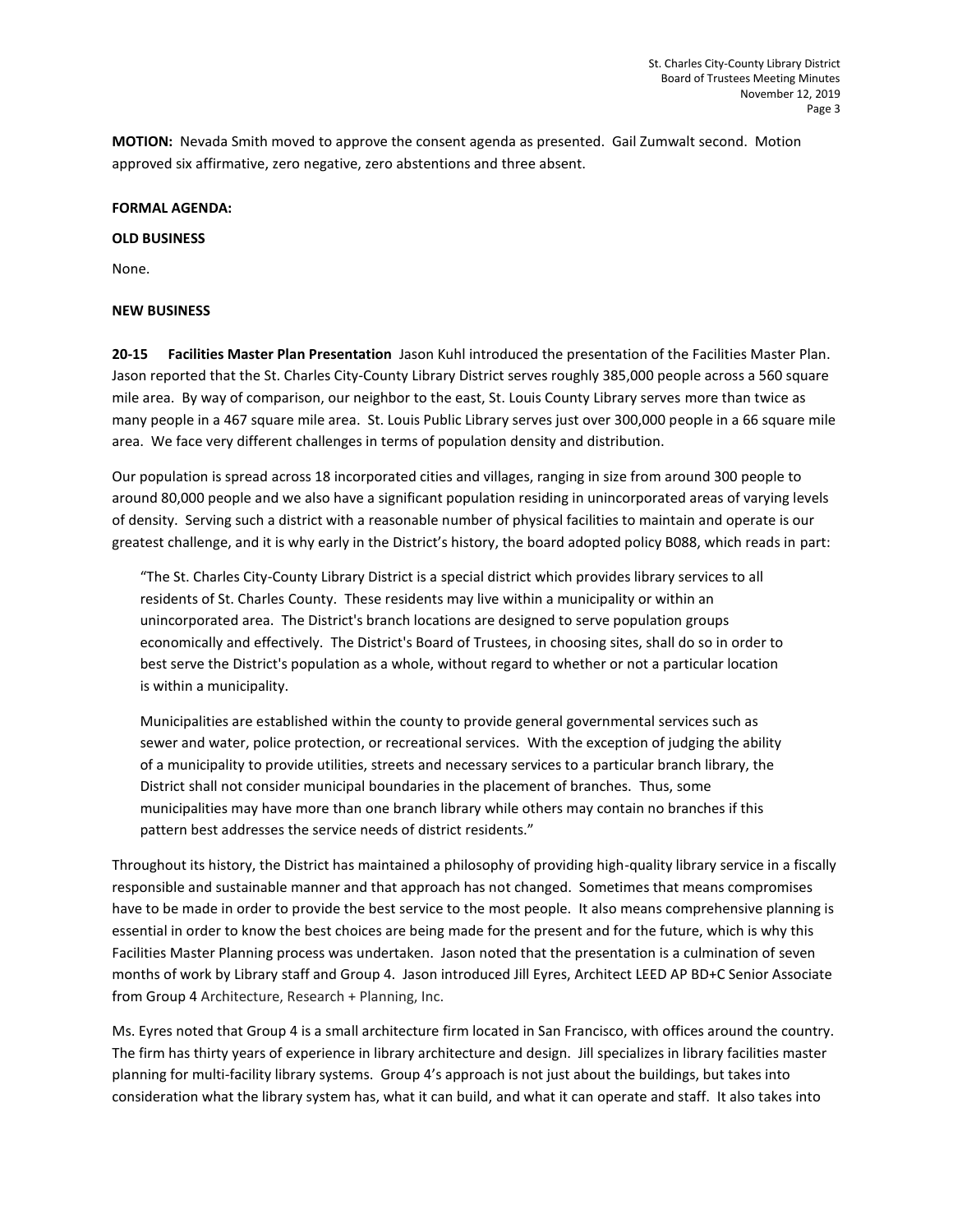**MOTION:** Nevada Smith moved to approve the consent agenda as presented. Gail Zumwalt second. Motion approved six affirmative, zero negative, zero abstentions and three absent.

**FORMAL AGENDA:**

**OLD BUSINESS**

None.

**NEW BUSINESS**

**20-15 Facilities Master Plan Presentation** Jason Kuhl introduced the presentation of the Facilities Master Plan. Jason reported that the St. Charles City-County Library District serves roughly 385,000 people across a 560 square mile area. By way of comparison, our neighbor to the east, St. Louis County Library serves more than twice as many people in a 467 square mile area. St. Louis Public Library serves just over 300,000 people in a 66 square mile area. We face very different challenges in terms of population density and distribution.

Our population is spread across 18 incorporated cities and villages, ranging in size from around 300 people to around 80,000 people and we also have a significant population residing in unincorporated areas of varying levels of density. Serving such a district with a reasonable number of physical facilities to maintain and operate is our greatest challenge, and it is why early in the District's history, the board adopted policy B088, which reads in part:

> "The St. Charles City-County Library District is a special district which provides library services to all residents of St. Charles County. These residents may live within a municipality or within an unincorporated area. The District's branch locations are designed to serve population groups economically and effectively. The District's Board of Trustees, in choosing sites, shall do so in order to best serve the District's population as a whole, without regard to whether or not a particular location is within a municipality.
>
> Municipalities are established within the county to provide general governmental services such as sewer and water, police protection, or recreational services. With the exception of judging the ability of a municipality to provide utilities, streets and necessary services to a particular branch library, the District shall not consider municipal boundaries in the placement of branches. Thus, some municipalities may have more than one branch library while others may contain no branches if this pattern best addresses the service needs of district residents."

Throughout its history, the District has maintained a philosophy of providing high-quality library service in a fiscally responsible and sustainable manner and that approach has not changed. Sometimes that means compromises have to be made in order to provide the best service to the most people. It also means comprehensive planning is essential in order to know the best choices are being made for the present and for the future, which is why this Facilities Master Planning process was undertaken. Jason noted that the presentation is a culmination of seven months of work by Library staff and Group 4. Jason introduced Jill Eyres, Architect LEED AP BD+C Senior Associate from Group 4 Architecture, Research + Planning, Inc.

Ms. Eyres noted that Group 4 is a small architecture firm located in San Francisco, with offices around the country. The firm has thirty years of experience in library architecture and design. Jill specializes in library facilities master planning for multi-facility library systems. Group 4's approach is not just about the buildings, but takes into consideration what the library system has, what it can build, and what it can operate and staff. It also takes into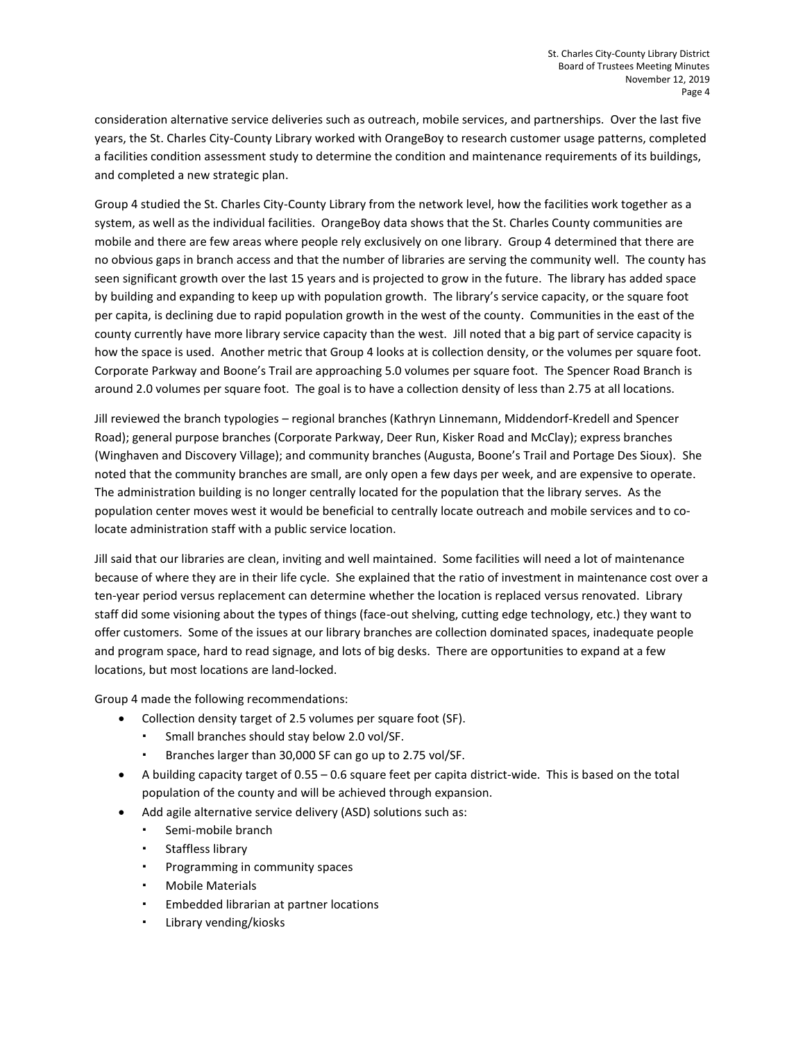consideration alternative service deliveries such as outreach, mobile services, and partnerships. Over the last five years, the St. Charles City-County Library worked with OrangeBoy to research customer usage patterns, completed a facilities condition assessment study to determine the condition and maintenance requirements of its buildings, and completed a new strategic plan.

Group 4 studied the St. Charles City-County Library from the network level, how the facilities work together as a system, as well as the individual facilities. OrangeBoy data shows that the St. Charles County communities are mobile and there are few areas where people rely exclusively on one library. Group 4 determined that there are no obvious gaps in branch access and that the number of libraries are serving the community well. The county has seen significant growth over the last 15 years and is projected to grow in the future. The library has added space by building and expanding to keep up with population growth. The library's service capacity, or the square foot per capita, is declining due to rapid population growth in the west of the county. Communities in the east of the county currently have more library service capacity than the west. Jill noted that a big part of service capacity is how the space is used. Another metric that Group 4 looks at is collection density, or the volumes per square foot. Corporate Parkway and Boone's Trail are approaching 5.0 volumes per square foot. The Spencer Road Branch is around 2.0 volumes per square foot. The goal is to have a collection density of less than 2.75 at all locations.

Jill reviewed the branch typologies – regional branches (Kathryn Linnemann, Middendorf-Kredell and Spencer Road); general purpose branches (Corporate Parkway, Deer Run, Kisker Road and McClay); express branches (Winghaven and Discovery Village); and community branches (Augusta, Boone's Trail and Portage Des Sioux). She noted that the community branches are small, are only open a few days per week, and are expensive to operate. The administration building is no longer centrally located for the population that the library serves. As the population center moves west it would be beneficial to centrally locate outreach and mobile services and to co-locate administration staff with a public service location.

Jill said that our libraries are clean, inviting and well maintained. Some facilities will need a lot of maintenance because of where they are in their life cycle. She explained that the ratio of investment in maintenance cost over a ten-year period versus replacement can determine whether the location is replaced versus renovated. Library staff did some visioning about the types of things (face-out shelving, cutting edge technology, etc.) they want to offer customers. Some of the issues at our library branches are collection dominated spaces, inadequate people and program space, hard to read signage, and lots of big desks. There are opportunities to expand at a few locations, but most locations are land-locked.

Group 4 made the following recommendations:

- Collection density target of 2.5 volumes per square foot (SF).
  - Small branches should stay below 2.0 vol/SF.
  - Branches larger than 30,000 SF can go up to 2.75 vol/SF.
- A building capacity target of 0.55 – 0.6 square feet per capita district-wide. This is based on the total population of the county and will be achieved through expansion.
- Add agile alternative service delivery (ASD) solutions such as:
  - Semi-mobile branch
  - Staffless library
  - Programming in community spaces
  - Mobile Materials
  - Embedded librarian at partner locations
  - Library vending/kiosks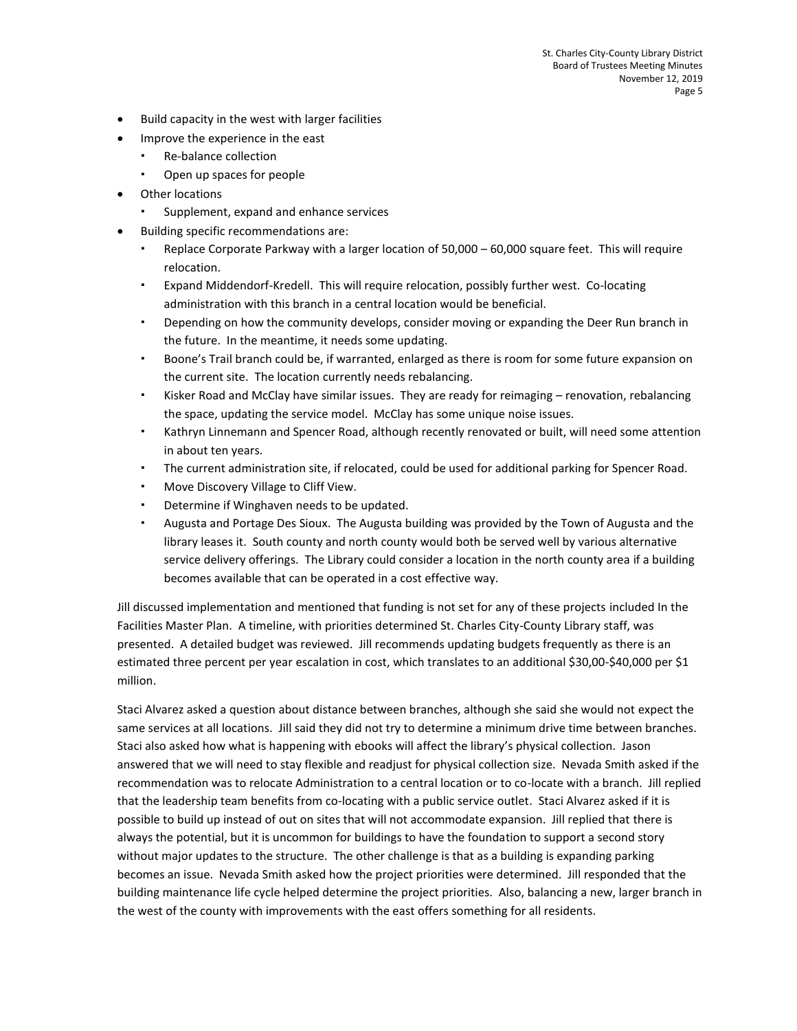- Build capacity in the west with larger facilities
- Improve the experience in the east
  - Re-balance collection
  - Open up spaces for people
- Other locations
  - Supplement, expand and enhance services
- Building specific recommendations are:
  - Replace Corporate Parkway with a larger location of 50,000 – 60,000 square feet. This will require relocation.
  - Expand Middendorf-Kredell. This will require relocation, possibly further west. Co-locating administration with this branch in a central location would be beneficial.
  - Depending on how the community develops, consider moving or expanding the Deer Run branch in the future. In the meantime, it needs some updating.
  - Boone's Trail branch could be, if warranted, enlarged as there is room for some future expansion on the current site. The location currently needs rebalancing.
  - Kisker Road and McClay have similar issues. They are ready for reimaging – renovation, rebalancing the space, updating the service model. McClay has some unique noise issues.
  - Kathryn Linnemann and Spencer Road, although recently renovated or built, will need some attention in about ten years.
  - The current administration site, if relocated, could be used for additional parking for Spencer Road.
  - Move Discovery Village to Cliff View.
  - Determine if Winghaven needs to be updated.
  - Augusta and Portage Des Sioux. The Augusta building was provided by the Town of Augusta and the library leases it. South county and north county would both be served well by various alternative service delivery offerings. The Library could consider a location in the north county area if a building becomes available that can be operated in a cost effective way.

Jill discussed implementation and mentioned that funding is not set for any of these projects included In the Facilities Master Plan. A timeline, with priorities determined St. Charles City-County Library staff, was presented. A detailed budget was reviewed. Jill recommends updating budgets frequently as there is an estimated three percent per year escalation in cost, which translates to an additional $30,00-$40,000 per $1 million.

Staci Alvarez asked a question about distance between branches, although she said she would not expect the same services at all locations. Jill said they did not try to determine a minimum drive time between branches. Staci also asked how what is happening with ebooks will affect the library's physical collection. Jason answered that we will need to stay flexible and readjust for physical collection size. Nevada Smith asked if the recommendation was to relocate Administration to a central location or to co-locate with a branch. Jill replied that the leadership team benefits from co-locating with a public service outlet. Staci Alvarez asked if it is possible to build up instead of out on sites that will not accommodate expansion. Jill replied that there is always the potential, but it is uncommon for buildings to have the foundation to support a second story without major updates to the structure. The other challenge is that as a building is expanding parking becomes an issue. Nevada Smith asked how the project priorities were determined. Jill responded that the building maintenance life cycle helped determine the project priorities. Also, balancing a new, larger branch in the west of the county with improvements with the east offers something for all residents.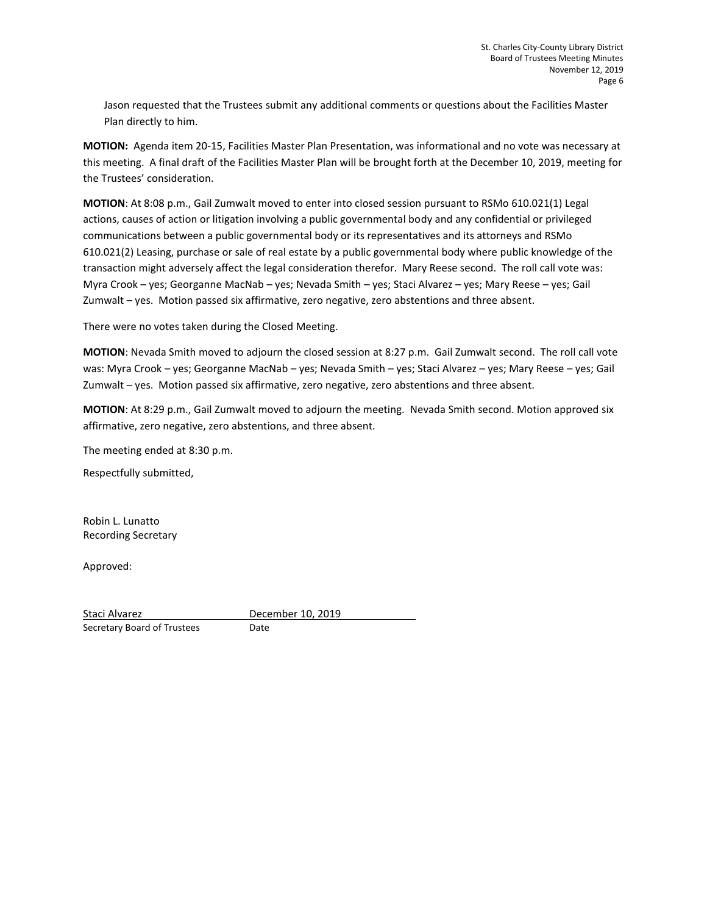Jason requested that the Trustees submit any additional comments or questions about the Facilities Master Plan directly to him.

**MOTION:** Agenda item 20-15, Facilities Master Plan Presentation, was informational and no vote was necessary at this meeting. A final draft of the Facilities Master Plan will be brought forth at the December 10, 2019, meeting for the Trustees' consideration.

**MOTION**: At 8:08 p.m., Gail Zumwalt moved to enter into closed session pursuant to RSMo 610.021(1) Legal actions, causes of action or litigation involving a public governmental body and any confidential or privileged communications between a public governmental body or its representatives and its attorneys and RSMo 610.021(2) Leasing, purchase or sale of real estate by a public governmental body where public knowledge of the transaction might adversely affect the legal consideration therefor. Mary Reese second. The roll call vote was: Myra Crook – yes; Georganne MacNab – yes; Nevada Smith – yes; Staci Alvarez – yes; Mary Reese – yes; Gail Zumwalt – yes. Motion passed six affirmative, zero negative, zero abstentions and three absent.

There were no votes taken during the Closed Meeting.

**MOTION**: Nevada Smith moved to adjourn the closed session at 8:27 p.m. Gail Zumwalt second. The roll call vote was: Myra Crook – yes; Georganne MacNab – yes; Nevada Smith – yes; Staci Alvarez – yes; Mary Reese – yes; Gail Zumwalt – yes. Motion passed six affirmative, zero negative, zero abstentions and three absent.

**MOTION**: At 8:29 p.m., Gail Zumwalt moved to adjourn the meeting. Nevada Smith second. Motion approved six affirmative, zero negative, zero abstentions, and three absent.

The meeting ended at 8:30 p.m.

Respectfully submitted,

Robin L. Lunatto
Recording Secretary

Approved:

| | |
|---|---|
| Staci Alvarez | December 10, 2019 |
| Secretary Board of Trustees | Date |